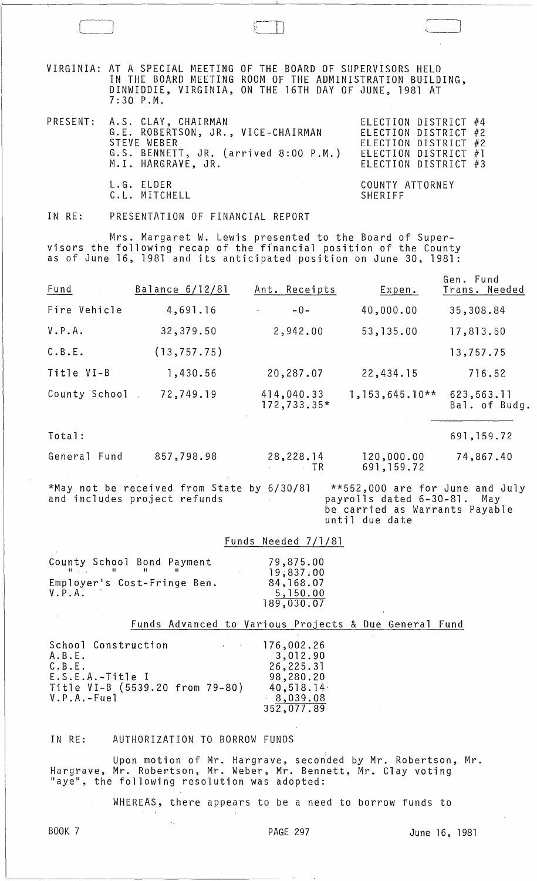VIRGINIA: AT A SPECIAL MEETING OF THE BOARD OF SUPERVISORS HELD IN THE BOARD MEETING ROOM OF THE ADMINISTRATION BUILDING, DINWIDDIE, VIRGINIA, ON THE 16TH DAY OF JUNE, 1981 AT 7:30 P.M.

| PRESENT: | | |
|---|---|---|
| | A.S. CLAY, CHAIRMAN | ELECTION DISTRICT #4 |
| | G.E. ROBERTSON, JR., VICE-CHAIRMAN | ELECTION DISTRICT #2 |
| | STEVE WEBER | ELECTION DISTRICT #2 |
| | G.S. BENNETT, JR. (arrived 8:00 P.M.) | ELECTION DISTRICT #1 |
| | M.I. HARGRAVE, JR. | ELECTION DISTRICT #3 |
| | L.G. ELDER | COUNTY ATTORNEY |
| | C.L. MITCHELL | SHERIFF |

IN RE: PRESENTATION OF FINANCIAL REPORT

Mrs. Margaret W. Lewis presented to the Board of Supervisors the following recap of the financial position of the County as of June 16, 1981 and its anticipated position on June 30, 1981:

| Fund | Balance 6/12/81 | Ant. Receipts | Expen. | Gen. Fund Trans. Needed |
|---|---|---|---|---|
| Fire Vehicle | 4,691.16 | -0- | 40,000.00 | 35,308.84 |
| V.P.A. | 32,379.50 | 2,942.00 | 53,135.00 | 17,813.50 |
| C.B.E. | (13,757.75) | | | 13,757.75 |
| Title VI-B | 1,430.56 | 20,287.07 | 22,434.15 | 716.52 |
| County School | 72,749.19 | 414,040.33<br>172,733.35* | 1,153,645.10** | 623,563.11<br>Bal. of Budg. |
| Total: | | | | 691,159.72 |
| General Fund | 857,798.98 | 28,228.14 | 120,000.00<br>TR 691,159.72 | 74,867.40 |

*May not be received from State by 6/30/81 and includes project refunds

**552,000 are for June and July payrolls dated 6-30-81. May be carried as Warrants Payable until due date

Funds Needed 7/1/81

| | |
|---|---|
| County School Bond Payment | 79,875.00 |
| " " " " | 19,837.00 |
| Employer's Cost-Fringe Ben. | 84,168.07 |
| V.P.A. | 5,150.00 |
| | 189,030.07 |

Funds Advanced to Various Projects & Due General Fund

| | |
|---|---|
| School Construction | 176,002.26 |
| A.B.E. | 3,012.90 |
| C.B.E. | 26,225.31 |
| E.S.E.A.-Title I | 98,280.20 |
| Title VI-B (5539.20 from 79-80) | 40,518.14 |
| V.P.A.-Fuel | 8,039.08 |
| | 352,077.89 |

IN RE: AUTHORIZATION TO BORROW FUNDS

Upon motion of Mr. Hargrave, seconded by Mr. Robertson, Mr. Hargrave, Mr. Robertson, Mr. Weber, Mr. Bennett, Mr. Clay voting "aye", the following resolution was adopted:

WHEREAS, there appears to be a need to borrow funds to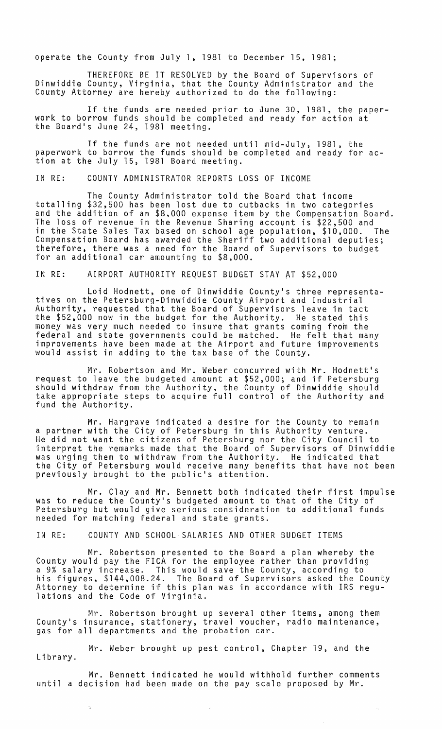operate the County from July 1, 1981 to December 15, 1981;

THEREFORE BE IT RESOLVED by the Board of Supervisors of Dinwiddie County, Virginia, that the County Administrator and the County Attorney are hereby authorized to do the following:

If the funds are needed prior to June 30, 1981, the paperwork to borrow funds should be completed and ready for action at the Board's June 24, 1981 meeting.

If the funds are not needed until mid-July, 1981, the paperwork to borrow the funds should be completed and ready for action at the July 15, 1981 Board meeting.

IN RE: COUNTY ADMINISTRATOR REPORTS LOSS OF INCOME

The County Administrator told the Board that income totalling $32,500 has been lost due to cutbacks in two categories and the addition of an $8,000 expense item by the Compensation Board. The loss of revenue in the Revenue Sharing account is $22,500 and in the State Sales Tax based on school age population, $10,000. The Compensation Board has awarded the Sheriff two additional deputies; therefore, there was a need for the Board of Supervisors to budget for an additional car amounting to $8,000.

IN RE: AIRPORT AUTHORITY REQUEST BUDGET STAY AT $52,000

Loid Hodnett, one of Dinwiddie County's three representatives on the Petersburg-Dinwiddie County Airport and Industrial Authority, requested that the Board of Supervisors leave in tact the $52,000 now in the budget for the Authority. He stated this money was very much needed to insure that grants coming from the federal and state governments could be matched. He felt that many improvements have been made at the Airport and future improvements would assist in adding to the tax base of the County.

Mr. Robertson and Mr. Weber concurred with Mr. Hodnett's request to leave the budgeted amount at $52,000; and if Petersburg should withdraw from the Authority, the County of Dinwiddie should take appropriate steps to acquire full control of the Authority and fund the Authority.

Mr. Hargrave indicated a desire for the County to remain a partner with the City of Petersburg in this Authority venture. He did not want the citizens of Petersburg nor the City Council to interpret the remarks made that the Board of Supervisors of Dinwiddie was urging them to withdraw from the Authority. He indicated that the City of Petersburg would receive many benefits that have not been previously brought to the public's attention.

Mr. Clay and Mr. Bennett both indicated their first impulse was to reduce the County's budgeted amount to that of the City of Petersburg but would give serious consideration to additional funds needed for matching federal and state grants.

IN RE: COUNTY AND SCHOOL SALARIES AND OTHER BUDGET ITEMS

Mr. Robertson presented to the Board a plan whereby the County would pay the FICA for the employee rather than providing a 9% salary increase. This would save the County, according to his figures, $144,008.24. The Board of Supervisors asked the County Attorney to determine if this plan was in accordance with IRS regulations and the Code of Virginia.

Mr. Robertson brought up several other items, among them County's insurance, stationery, travel voucher, radio maintenance, gas for all departments and the probation car.

Mr. Weber brought up pest control, Chapter 19, and the Library.

Mr. Bennett indicated he would withhold further comments until a decision had been made on the pay scale proposed by Mr.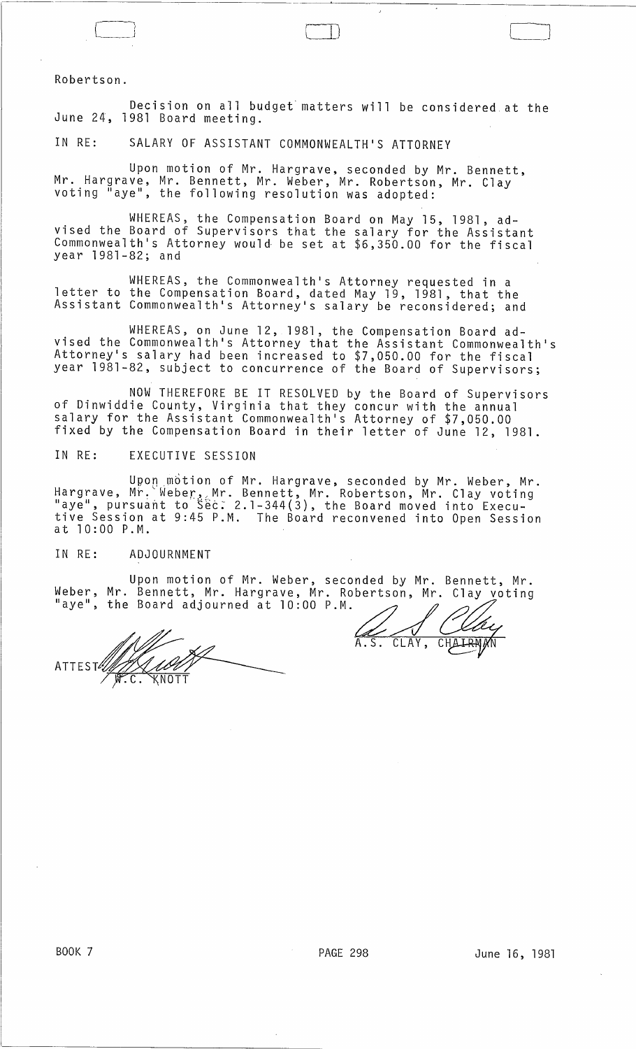Robertson.

Decision on all budget matters will be considered at the June 24, 1981 Board meeting.

IN RE: SALARY OF ASSISTANT COMMONWEALTH'S ATTORNEY

Upon motion of Mr. Hargrave, seconded by Mr. Bennett, Mr. Hargrave, Mr. Bennett, Mr. Weber, Mr. Robertson, Mr. Clay voting "aye", the following resolution was adopted:

WHEREAS, the Compensation Board on May 15, 1981, advised the Board of Supervisors that the salary for the Assistant Commonwealth's Attorney would be set at $6,350.00 for the fiscal year 1981-82; and

WHEREAS, the Commonwealth's Attorney requested in a letter to the Compensation Board, dated May 19, 1981, that the Assistant Commonwealth's Attorney's salary be reconsidered; and

WHEREAS, on June 12, 1981, the Compensation Board advised the Commonwealth's Attorney that the Assistant Commonwealth's Attorney's salary had been increased to $7,050.00 for the fiscal year 1981-82, subject to concurrence of the Board of Supervisors;

NOW THEREFORE BE IT RESOLVED by the Board of Supervisors of Dinwiddie County, Virginia that they concur with the annual salary for the Assistant Commonwealth's Attorney of $7,050.00 fixed by the Compensation Board in their letter of June 12, 1981.

IN RE: EXECUTIVE SESSION

Upon motion of Mr. Hargrave, seconded by Mr. Weber, Mr. Hargrave, Mr. Weber, Mr. Bennett, Mr. Robertson, Mr. Clay voting "aye", pursuant to Sec. 2.1-344(3), the Board moved into Executive Session at 9:45 P.M. The Board reconvened into Open Session at 10:00 P.M.

IN RE: ADJOURNMENT

Upon motion of Mr. Weber, seconded by Mr. Bennett, Mr. Weber, Mr. Bennett, Mr. Hargrave, Mr. Robertson, Mr. Clay voting "aye", the Board adjourned at 10:00 P.M.

A.S. CLAY, CHAIRMAN

ATTEST: W.C. KNOTT

BOOK 7 PAGE 298 June 16, 1981